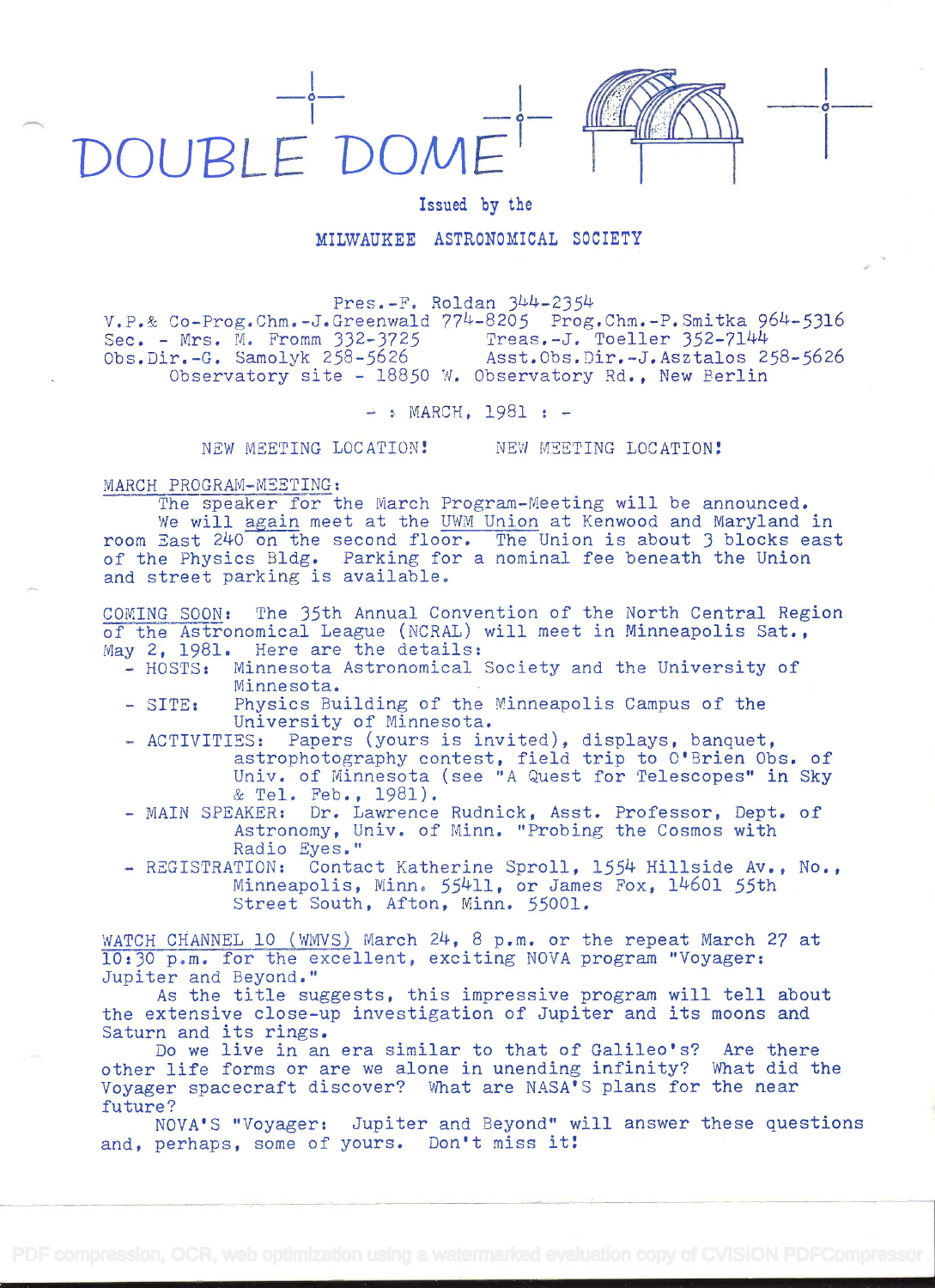# DOUBLE DOME

Issued by the

MILWAUKEE ASTRONOMICAL SOCIETY

Pres.-F. Roldan 344-2354
V.P.& Co-Prog.Chm.-J.Greenwald 774-8205 Prog.Chm.-P.Smitka 964-5316
Sec. - Mrs. M. Fromm 332-3725 Treas.-J. Toeller 352-7144
Obs.Dir.-G. Samolyk 258-5626 Asst.Obs.Dir.-J.Asztalos 258-5626
Observatory site - 18850 W. Observatory Rd., New Berlin

- : MARCH, 1981 : -

NEW MEETING LOCATION! NEW MEETING LOCATION!

MARCH PROGRAM-MEETING:

The speaker for the March Program-Meeting will be announced. We will again meet at the UWM Union at Kenwood and Maryland in room East 240 on the second floor. The Union is about 3 blocks east of the Physics Bldg. Parking for a nominal fee beneath the Union and street parking is available.

COMING SOON: The 35th Annual Convention of the North Central Region of the Astronomical League (NCRAL) will meet in Minneapolis Sat., May 2, 1981. Here are the details:

- HOSTS: Minnesota Astronomical Society and the University of Minnesota.
- SITE: Physics Building of the Minneapolis Campus of the University of Minnesota.
- ACTIVITIES: Papers (yours is invited), displays, banquet, astrophotography contest, field trip to O'Brien Obs. of Univ. of Minnesota (see "A Quest for Telescopes" in Sky & Tel. Feb., 1981).
- MAIN SPEAKER: Dr. Lawrence Rudnick, Asst. Professor, Dept. of Astronomy, Univ. of Minn. "Probing the Cosmos with Radio Eyes."
- REGISTRATION: Contact Katherine Sproll, 1554 Hillside Av., No., Minneapolis, Minn. 55411, or James Fox, 14601 55th Street South, Afton, Minn. 55001.

WATCH CHANNEL 10 (WMVS) March 24, 8 p.m. or the repeat March 27 at 10:30 p.m. for the excellent, exciting NOVA program "Voyager: Jupiter and Beyond."

As the title suggests, this impressive program will tell about the extensive close-up investigation of Jupiter and its moons and Saturn and its rings.

Do we live in an era similar to that of Galileo's? Are there other life forms or are we alone in unending infinity? What did the Voyager spacecraft discover? What are NASA'S plans for the near future?

NOVA'S "Voyager: Jupiter and Beyond" will answer these questions and, perhaps, some of yours. Don't miss it!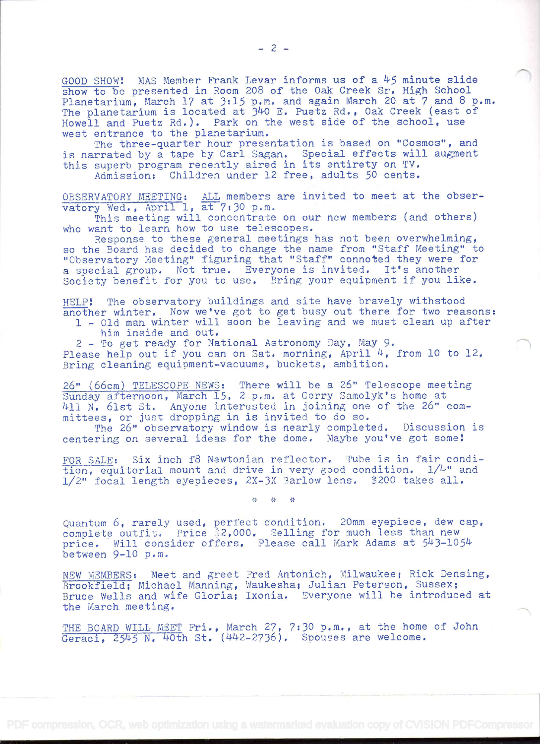GOOD SHOW! MAS Member Frank Levar informs us of a 45 minute slide show to be presented in Room 208 of the Oak Creek Sr. High School Planetarium, March 17 at 3:15 p.m. and again March 20 at 7 and 8 p.m. The planetarium is located at 340 E. Puetz Rd., Oak Creek (east of Howell and Puetz Rd.). Park on the west side of the school, use west entrance to the planetarium.

The three-quarter hour presentation is based on "Cosmos", and is narrated by a tape by Carl Sagan. Special effects will augment this superb program recently aired in its entirety on TV.

Admission: Children under 12 free, adults 50 cents.

OBSERVATORY MEETING: ALL members are invited to meet at the observatory Wed., April 1, at 7:30 p.m.

This meeting will concentrate on our new members (and others) who want to learn how to use telescopes.

Response to these general meetings has not been overwhelming, so the Board has decided to change the name from "Staff Meeting" to "Observatory Meeting" figuring that "Staff" connoted they were for a special group. Not true. Everyone is invited. It's another Society benefit for you to use. Bring your equipment if you like.

HELP! The observatory buildings and site have bravely withstood another winter. Now we've got to get busy out there for two reasons:

1 - Old man winter will soon be leaving and we must clean up after him inside and out.

2 - To get ready for National Astronomy Day, May 9.

Please help out if you can on Sat. morning, April 4, from 10 to 12. Bring cleaning equipment-vacuums, buckets, ambition.

26" (66cm) TELESCOPE NEWS: There will be a 26" Telescope meeting Sunday afternoon, March 15, 2 p.m. at Gerry Samolyk's home at 411 N. 61st St. Anyone interested in joining one of the 26" committees, or just dropping in is invited to do so.

The 26" observatory window is nearly completed. Discussion is centering on several ideas for the dome. Maybe you've got some!

FOR SALE: Six inch f8 Newtonian reflector. Tube is in fair condition, equitorial mount and drive in very good condition. 1/4" and 1/2" focal length eyepieces, 2X-3X Barlow lens. $200 takes all.

\* \* \*

Quantum 6, rarely used, perfect condition. 20mm eyepiece, dew cap, complete outfit. Price $2,000. Selling for much less than new price. Will consider offers. Please call Mark Adams at 543-1054 between 9-10 p.m.

NEW MEMBERS: Meet and greet Fred Antonich, Milwaukee; Rick Densing, Brookfield; Michael Manning, Waukesha; Julian Peterson, Sussex; Bruce Wells and wife Gloria; Ixonia. Everyone will be introduced at the March meeting.

THE BOARD WILL MEET Fri., March 27, 7:30 p.m., at the home of John Geraci, 2545 N. 40th St. (442-2736). Spouses are welcome.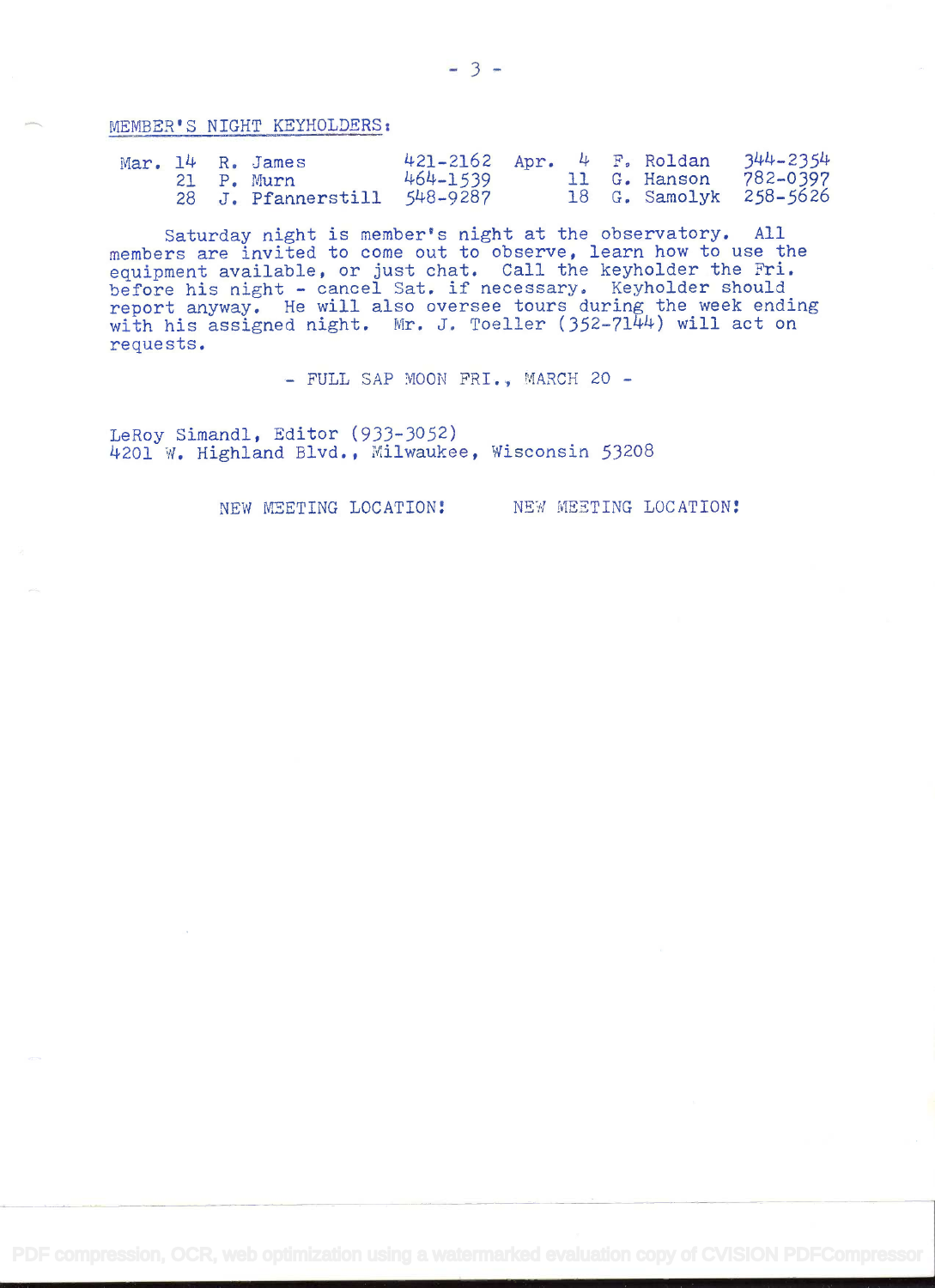MEMBER'S NIGHT KEYHOLDERS:

| | | | | | | |
|---|---|---|---|---|---|---|
| Mar. 14 | R. James | 421-2162 | Apr. 4 | F. Roldan | 344-2354 |
| 21 | P. Murn | 464-1539 | 11 | G. Hanson | 782-0397 |
| 28 | J. Pfannerstill | 548-9287 | 18 | G. Samolyk | 258-5626 |

Saturday night is member's night at the observatory. All members are invited to come out to observe, learn how to use the equipment available, or just chat. Call the keyholder the Fri. before his night - cancel Sat. if necessary. Keyholder should report anyway. He will also oversee tours during the week ending with his assigned night. Mr. J. Toeller (352-7144) will act on requests.

- FULL SAP MOON FRI., MARCH 20 -

LeRoy Simandl, Editor (933-3052)
4201 W. Highland Blvd., Milwaukee, Wisconsin 53208

NEW MEETING LOCATION! NEW MEETING LOCATION!